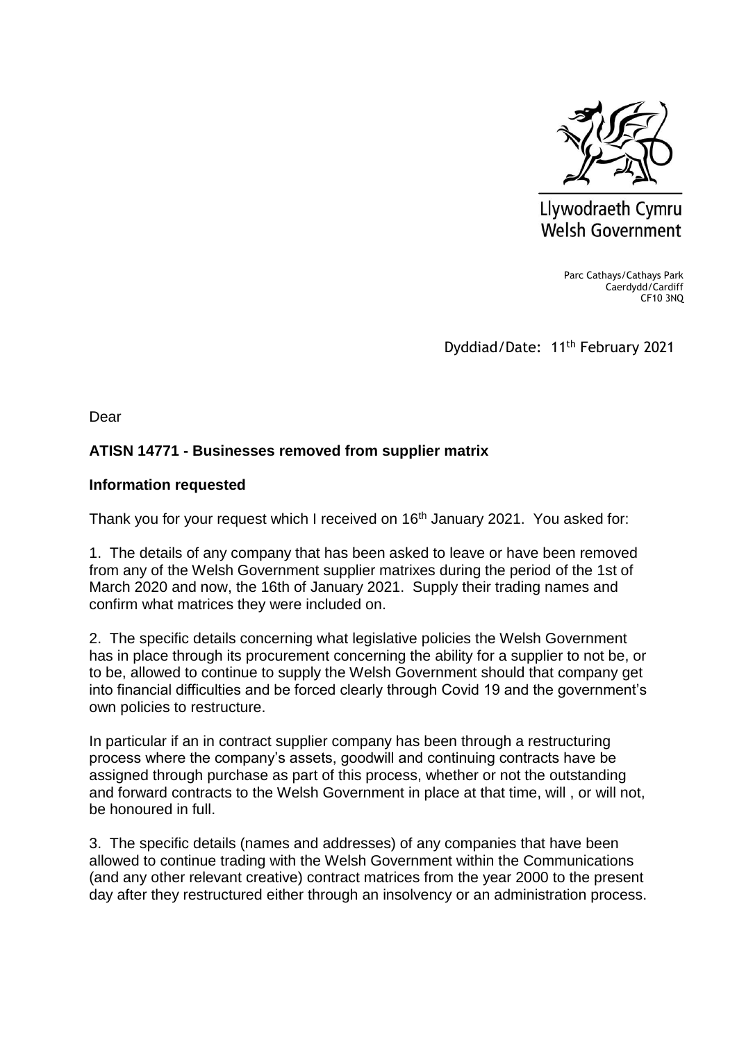Llywodraeth Cymru
Welsh Government

Parc Cathays/Cathays Park
Caerdydd/Cardiff
CF10 3NQ

Dyddiad/Date: 11th February 2021

Dear

**ATISN 14771 - Businesses removed from supplier matrix**

**Information requested**

Thank you for your request which I received on 16th January 2021. You asked for:

1. The details of any company that has been asked to leave or have been removed from any of the Welsh Government supplier matrixes during the period of the 1st of March 2020 and now, the 16th of January 2021. Supply their trading names and confirm what matrices they were included on.

2. The specific details concerning what legislative policies the Welsh Government has in place through its procurement concerning the ability for a supplier to not be, or to be, allowed to continue to supply the Welsh Government should that company get into financial difficulties and be forced clearly through Covid 19 and the government's own policies to restructure.

In particular if an in contract supplier company has been through a restructuring process where the company's assets, goodwill and continuing contracts have be assigned through purchase as part of this process, whether or not the outstanding and forward contracts to the Welsh Government in place at that time, will , or will not, be honoured in full.

3. The specific details (names and addresses) of any companies that have been allowed to continue trading with the Welsh Government within the Communications (and any other relevant creative) contract matrices from the year 2000 to the present day after they restructured either through an insolvency or an administration process.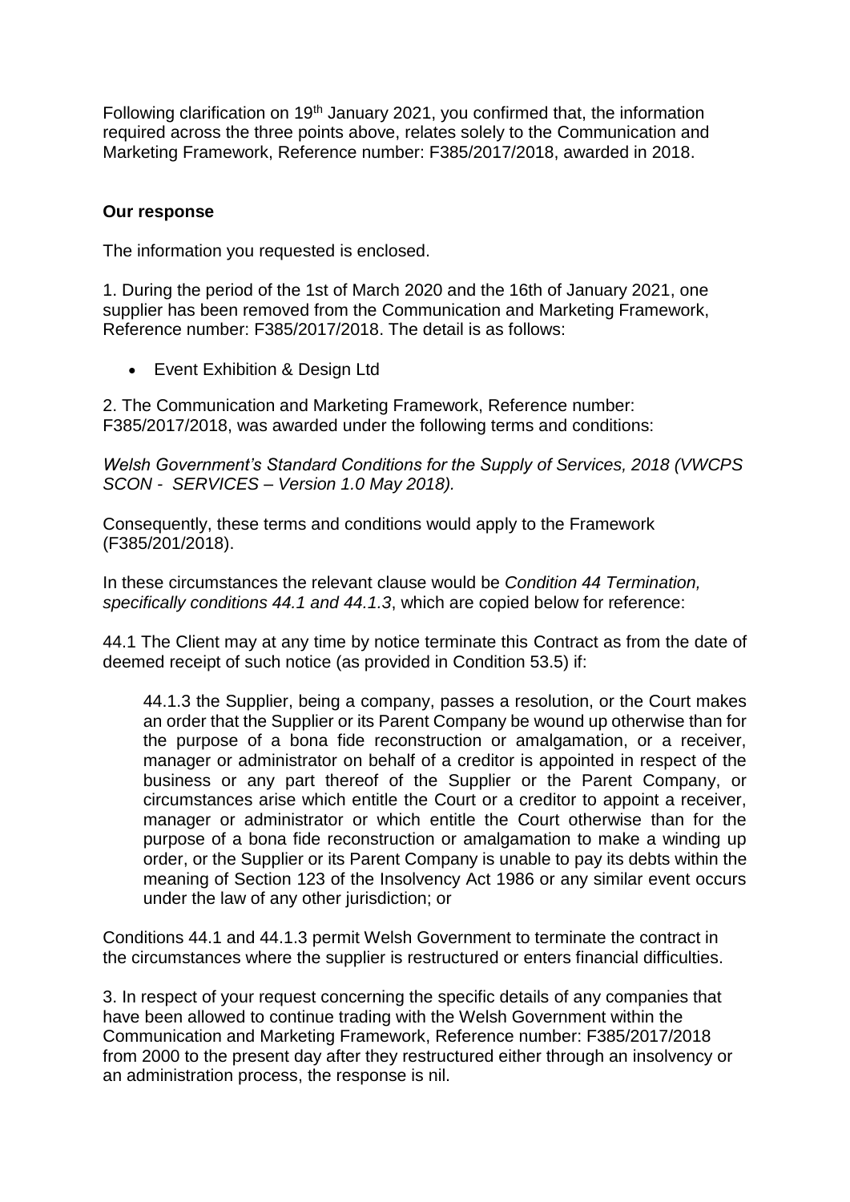Following clarification on 19th January 2021, you confirmed that, the information required across the three points above, relates solely to the Communication and Marketing Framework, Reference number: F385/2017/2018, awarded in 2018.

**Our response**

The information you requested is enclosed.

1. During the period of the 1st of March 2020 and the 16th of January 2021, one supplier has been removed from the Communication and Marketing Framework, Reference number: F385/2017/2018. The detail is as follows:

- Event Exhibition & Design Ltd

2. The Communication and Marketing Framework, Reference number: F385/2017/2018, was awarded under the following terms and conditions:

*Welsh Government's Standard Conditions for the Supply of Services, 2018 (VWCPS SCON - SERVICES – Version 1.0 May 2018).*

Consequently, these terms and conditions would apply to the Framework (F385/201/2018).

In these circumstances the relevant clause would be *Condition 44 Termination, specifically conditions 44.1 and 44.1.3*, which are copied below for reference:

44.1 The Client may at any time by notice terminate this Contract as from the date of deemed receipt of such notice (as provided in Condition 53.5) if:

> 44.1.3 the Supplier, being a company, passes a resolution, or the Court makes an order that the Supplier or its Parent Company be wound up otherwise than for the purpose of a bona fide reconstruction or amalgamation, or a receiver, manager or administrator on behalf of a creditor is appointed in respect of the business or any part thereof of the Supplier or the Parent Company, or circumstances arise which entitle the Court or a creditor to appoint a receiver, manager or administrator or which entitle the Court otherwise than for the purpose of a bona fide reconstruction or amalgamation to make a winding up order, or the Supplier or its Parent Company is unable to pay its debts within the meaning of Section 123 of the Insolvency Act 1986 or any similar event occurs under the law of any other jurisdiction; or

Conditions 44.1 and 44.1.3 permit Welsh Government to terminate the contract in the circumstances where the supplier is restructured or enters financial difficulties.

3. In respect of your request concerning the specific details of any companies that have been allowed to continue trading with the Welsh Government within the Communication and Marketing Framework, Reference number: F385/2017/2018 from 2000 to the present day after they restructured either through an insolvency or an administration process, the response is nil.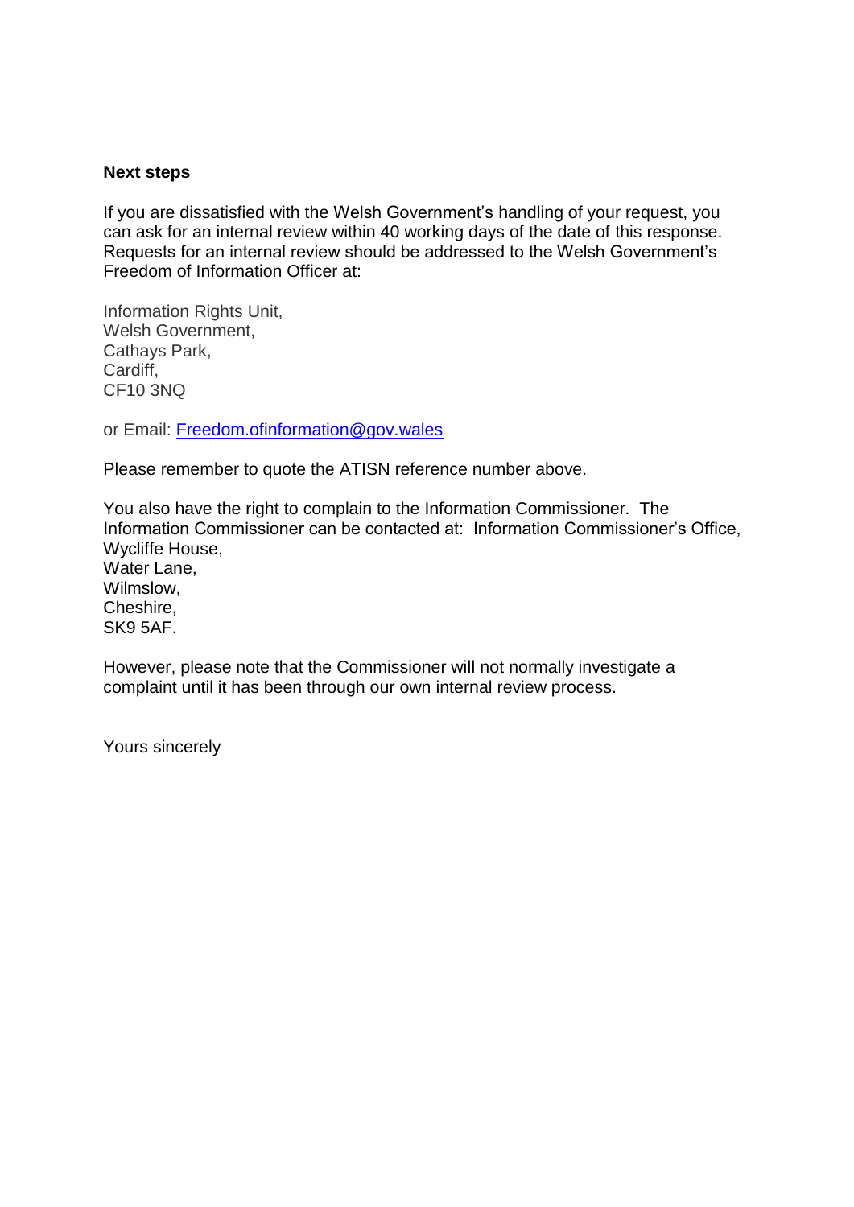**Next steps**

If you are dissatisfied with the Welsh Government's handling of your request, you can ask for an internal review within 40 working days of the date of this response. Requests for an internal review should be addressed to the Welsh Government's Freedom of Information Officer at:

Information Rights Unit,
Welsh Government,
Cathays Park,
Cardiff,
CF10 3NQ

or Email: Freedom.ofinformation@gov.wales

Please remember to quote the ATISN reference number above.

You also have the right to complain to the Information Commissioner. The Information Commissioner can be contacted at: Information Commissioner's Office,
Wycliffe House,
Water Lane,
Wilmslow,
Cheshire,
SK9 5AF.

However, please note that the Commissioner will not normally investigate a complaint until it has been through our own internal review process.

Yours sincerely